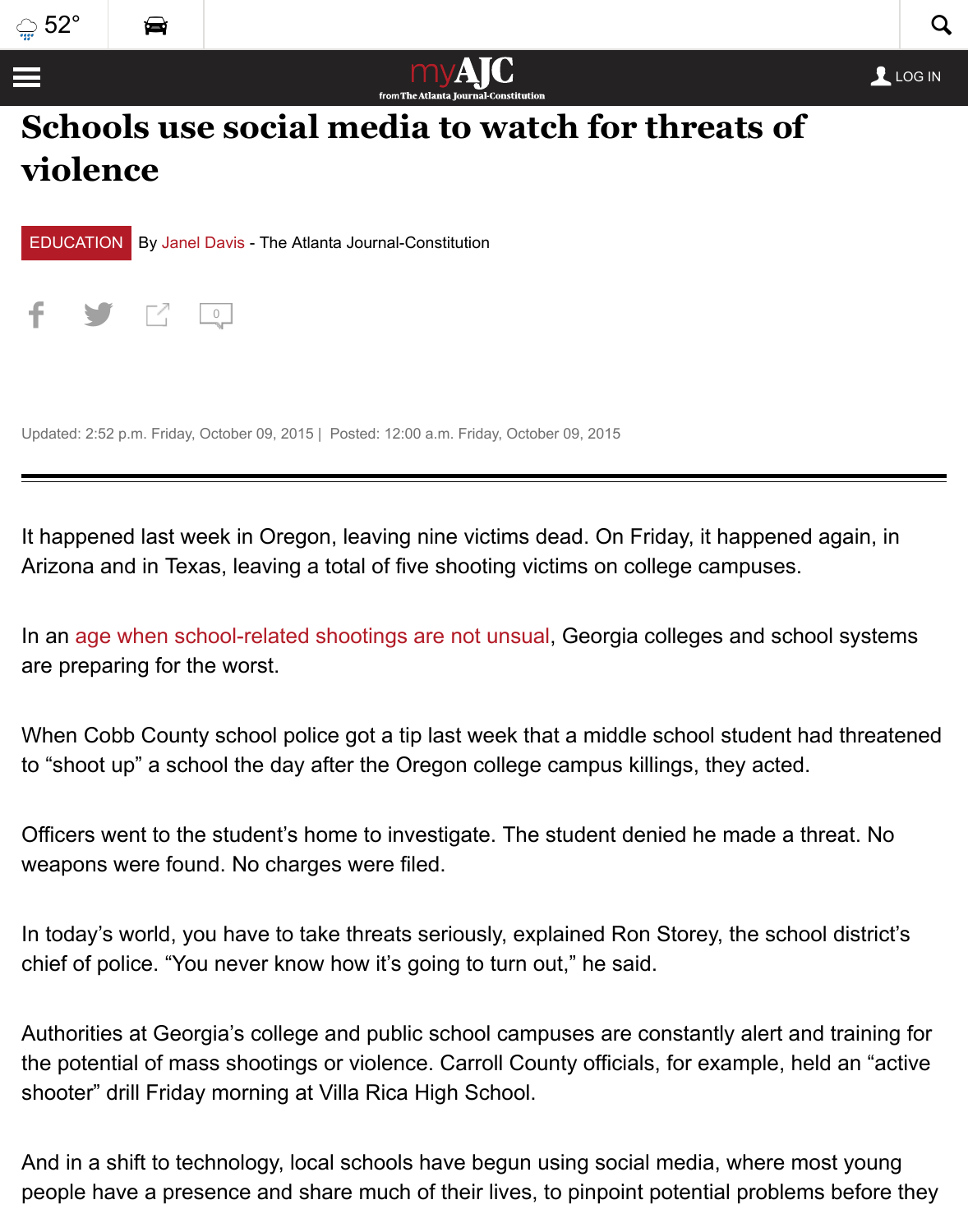# Schools use social media to watch for threats of violence

EDUCATION By Janel Davis - The Atlanta Journal-Constitution

Updated: 2:52 p.m. Friday, October 09, 2015 | Posted: 12:00 a.m. Friday, October 09, 2015

---

It happened last week in Oregon, leaving nine victims dead. On Friday, it happened again, in Arizona and in Texas, leaving a total of five shooting victims on college campuses.

In an age when school-related shootings are not unsual, Georgia colleges and school systems are preparing for the worst.

When Cobb County school police got a tip last week that a middle school student had threatened to "shoot up" a school the day after the Oregon college campus killings, they acted.

Officers went to the student's home to investigate. The student denied he made a threat. No weapons were found. No charges were filed.

In today's world, you have to take threats seriously, explained Ron Storey, the school district's chief of police. "You never know how it's going to turn out," he said.

Authorities at Georgia's college and public school campuses are constantly alert and training for the potential of mass shootings or violence. Carroll County officials, for example, held an "active shooter" drill Friday morning at Villa Rica High School.

And in a shift to technology, local schools have begun using social media, where most young people have a presence and share much of their lives, to pinpoint potential problems before they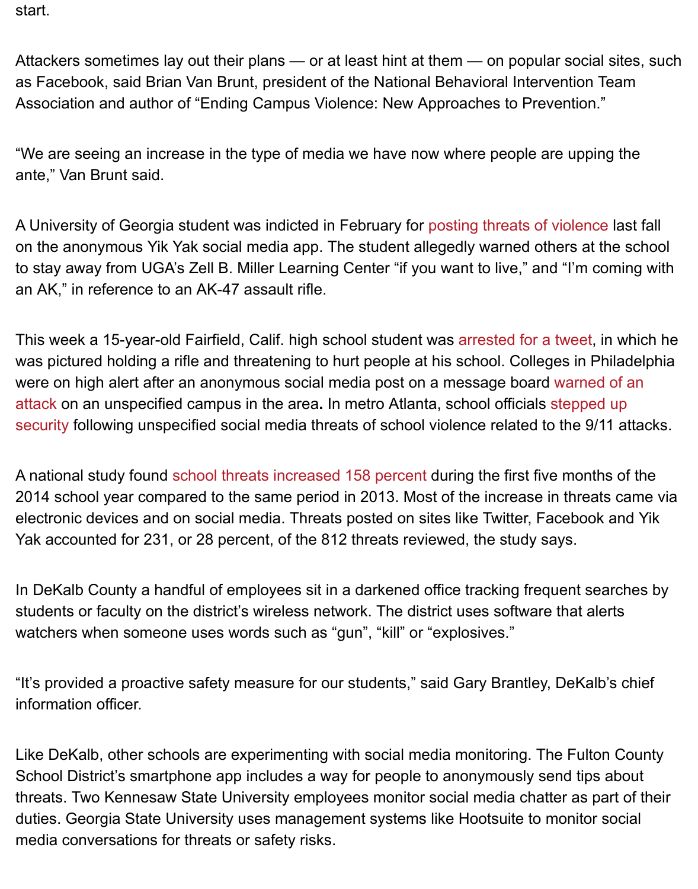start.

Attackers sometimes lay out their plans — or at least hint at them — on popular social sites, such as Facebook, said Brian Van Brunt, president of the National Behavioral Intervention Team Association and author of "Ending Campus Violence: New Approaches to Prevention."

"We are seeing an increase in the type of media we have now where people are upping the ante," Van Brunt said.

A University of Georgia student was indicted in February for posting threats of violence last fall on the anonymous Yik Yak social media app. The student allegedly warned others at the school to stay away from UGA's Zell B. Miller Learning Center "if you want to live," and "I'm coming with an AK," in reference to an AK-47 assault rifle.

This week a 15-year-old Fairfield, Calif. high school student was arrested for a tweet, in which he was pictured holding a rifle and threatening to hurt people at his school. Colleges in Philadelphia were on high alert after an anonymous social media post on a message board warned of an attack on an unspecified campus in the area. In metro Atlanta, school officials stepped up security following unspecified social media threats of school violence related to the 9/11 attacks.

A national study found school threats increased 158 percent during the first five months of the 2014 school year compared to the same period in 2013. Most of the increase in threats came via electronic devices and on social media. Threats posted on sites like Twitter, Facebook and Yik Yak accounted for 231, or 28 percent, of the 812 threats reviewed, the study says.

In DeKalb County a handful of employees sit in a darkened office tracking frequent searches by students or faculty on the district's wireless network. The district uses software that alerts watchers when someone uses words such as "gun", "kill" or "explosives."

"It's provided a proactive safety measure for our students," said Gary Brantley, DeKalb's chief information officer.

Like DeKalb, other schools are experimenting with social media monitoring. The Fulton County School District's smartphone app includes a way for people to anonymously send tips about threats. Two Kennesaw State University employees monitor social media chatter as part of their duties. Georgia State University uses management systems like Hootsuite to monitor social media conversations for threats or safety risks.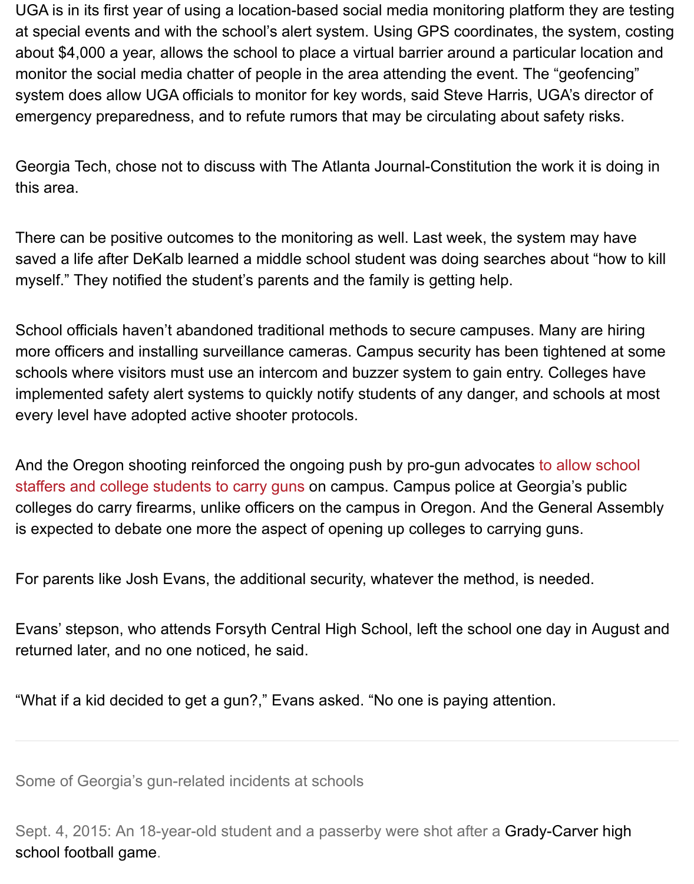UGA is in its first year of using a location-based social media monitoring platform they are testing at special events and with the school's alert system. Using GPS coordinates, the system, costing about $4,000 a year, allows the school to place a virtual barrier around a particular location and monitor the social media chatter of people in the area attending the event. The "geofencing" system does allow UGA officials to monitor for key words, said Steve Harris, UGA's director of emergency preparedness, and to refute rumors that may be circulating about safety risks.

Georgia Tech, chose not to discuss with The Atlanta Journal-Constitution the work it is doing in this area.

There can be positive outcomes to the monitoring as well. Last week, the system may have saved a life after DeKalb learned a middle school student was doing searches about "how to kill myself." They notified the student's parents and the family is getting help.

School officials haven't abandoned traditional methods to secure campuses. Many are hiring more officers and installing surveillance cameras. Campus security has been tightened at some schools where visitors must use an intercom and buzzer system to gain entry. Colleges have implemented safety alert systems to quickly notify students of any danger, and schools at most every level have adopted active shooter protocols.

And the Oregon shooting reinforced the ongoing push by pro-gun advocates to allow school staffers and college students to carry guns on campus. Campus police at Georgia's public colleges do carry firearms, unlike officers on the campus in Oregon. And the General Assembly is expected to debate one more the aspect of opening up colleges to carrying guns.

For parents like Josh Evans, the additional security, whatever the method, is needed.

Evans' stepson, who attends Forsyth Central High School, left the school one day in August and returned later, and no one noticed, he said.

"What if a kid decided to get a gun?," Evans asked. "No one is paying attention.

---

Some of Georgia's gun-related incidents at schools

Sept. 4, 2015: An 18-year-old student and a passerby were shot after a Grady-Carver high school football game.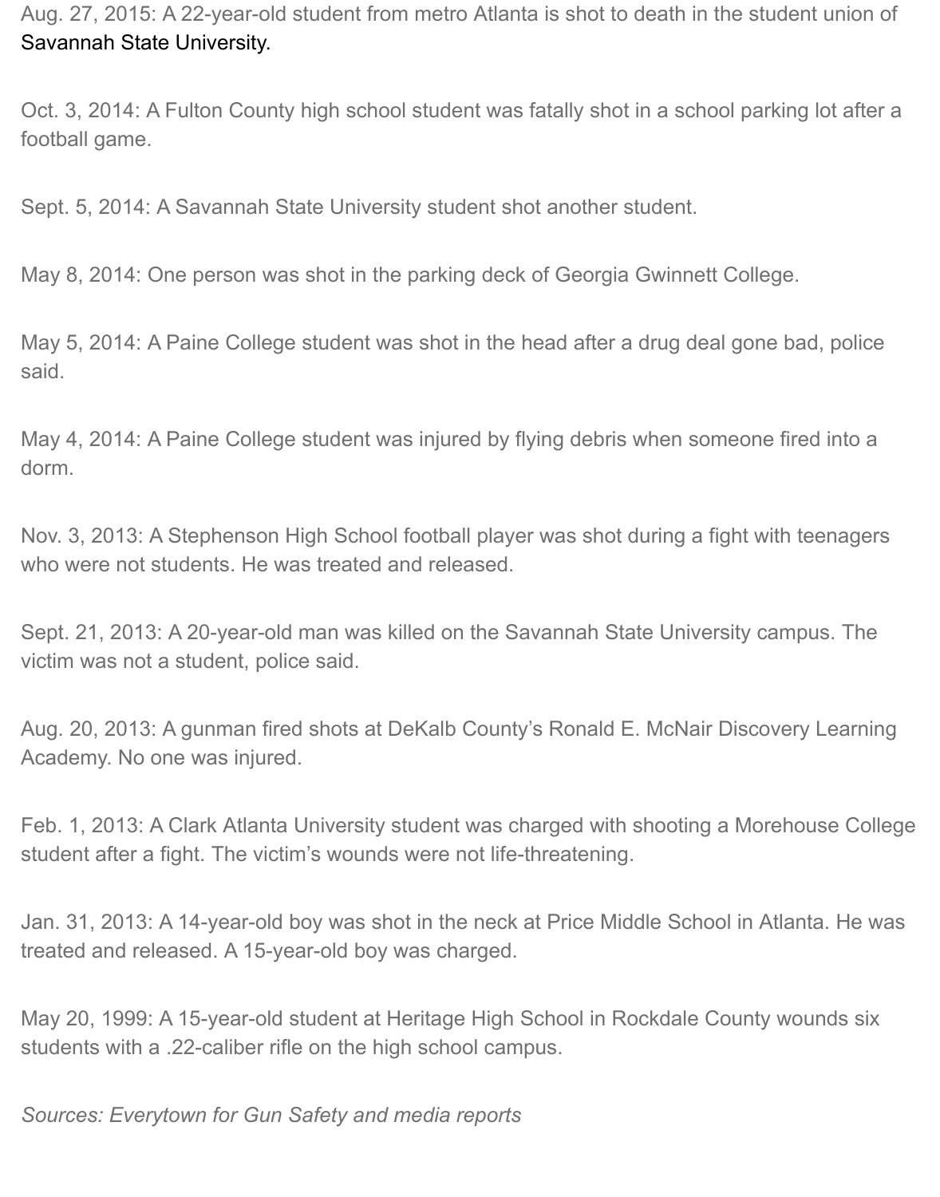Aug. 27, 2015: A 22-year-old student from metro Atlanta is shot to death in the student union of Savannah State University.

Oct. 3, 2014: A Fulton County high school student was fatally shot in a school parking lot after a football game.

Sept. 5, 2014: A Savannah State University student shot another student.

May 8, 2014: One person was shot in the parking deck of Georgia Gwinnett College.

May 5, 2014: A Paine College student was shot in the head after a drug deal gone bad, police said.

May 4, 2014: A Paine College student was injured by flying debris when someone fired into a dorm.

Nov. 3, 2013: A Stephenson High School football player was shot during a fight with teenagers who were not students. He was treated and released.

Sept. 21, 2013: A 20-year-old man was killed on the Savannah State University campus. The victim was not a student, police said.

Aug. 20, 2013: A gunman fired shots at DeKalb County's Ronald E. McNair Discovery Learning Academy. No one was injured.

Feb. 1, 2013: A Clark Atlanta University student was charged with shooting a Morehouse College student after a fight. The victim's wounds were not life-threatening.

Jan. 31, 2013: A 14-year-old boy was shot in the neck at Price Middle School in Atlanta. He was treated and released. A 15-year-old boy was charged.

May 20, 1999: A 15-year-old student at Heritage High School in Rockdale County wounds six students with a .22-caliber rifle on the high school campus.

*Sources: Everytown for Gun Safety and media reports*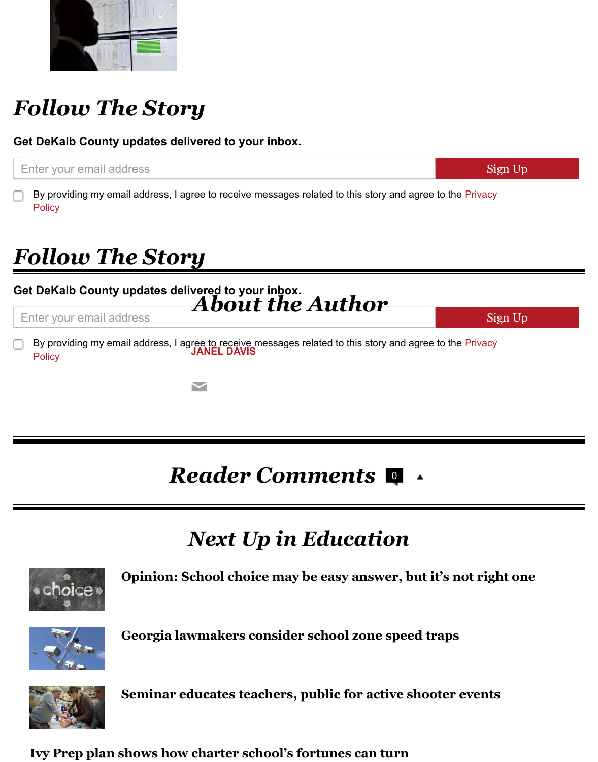## Follow The Story

**Get DeKalb County updates delivered to your inbox.**

Enter your email address | Sign Up

By providing my email address, I agree to receive messages related to this story and agree to the Privacy Policy

## Follow The Story

**Get DeKalb County updates delivered to your inbox.**

Enter your email address | Sign Up

By providing my email address, I agree to receive messages related to this story and agree to the Privacy Policy

## About the Author

JANEL DAVIS

## Reader Comments 0

## Next Up in Education

**Opinion: School choice may be easy answer, but it's not right one**

**Georgia lawmakers consider school zone speed traps**

**Seminar educates teachers, public for active shooter events**

**Ivy Prep plan shows how charter school's fortunes can turn**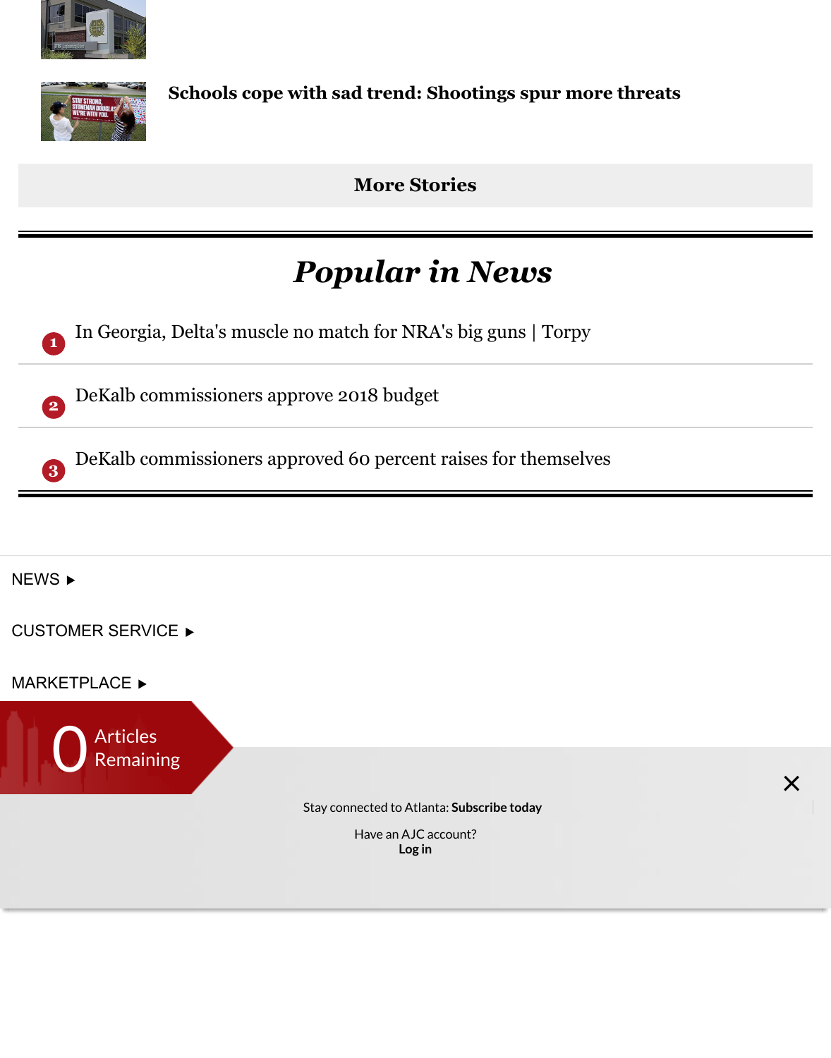Schools cope with sad trend: Shootings spur more threats

More Stories

## *Popular in News*

1. In Georgia, Delta's muscle no match for NRA's big guns | Torpy
2. DeKalb commissioners approve 2018 budget
3. DeKalb commissioners approved 60 percent raises for themselves

NEWS ▶

CUSTOMER SERVICE ▶

MARKETPLACE ▶

0 Articles Remaining

Stay connected to Atlanta: **Subscribe today**

Have an AJC account?
**Log in**